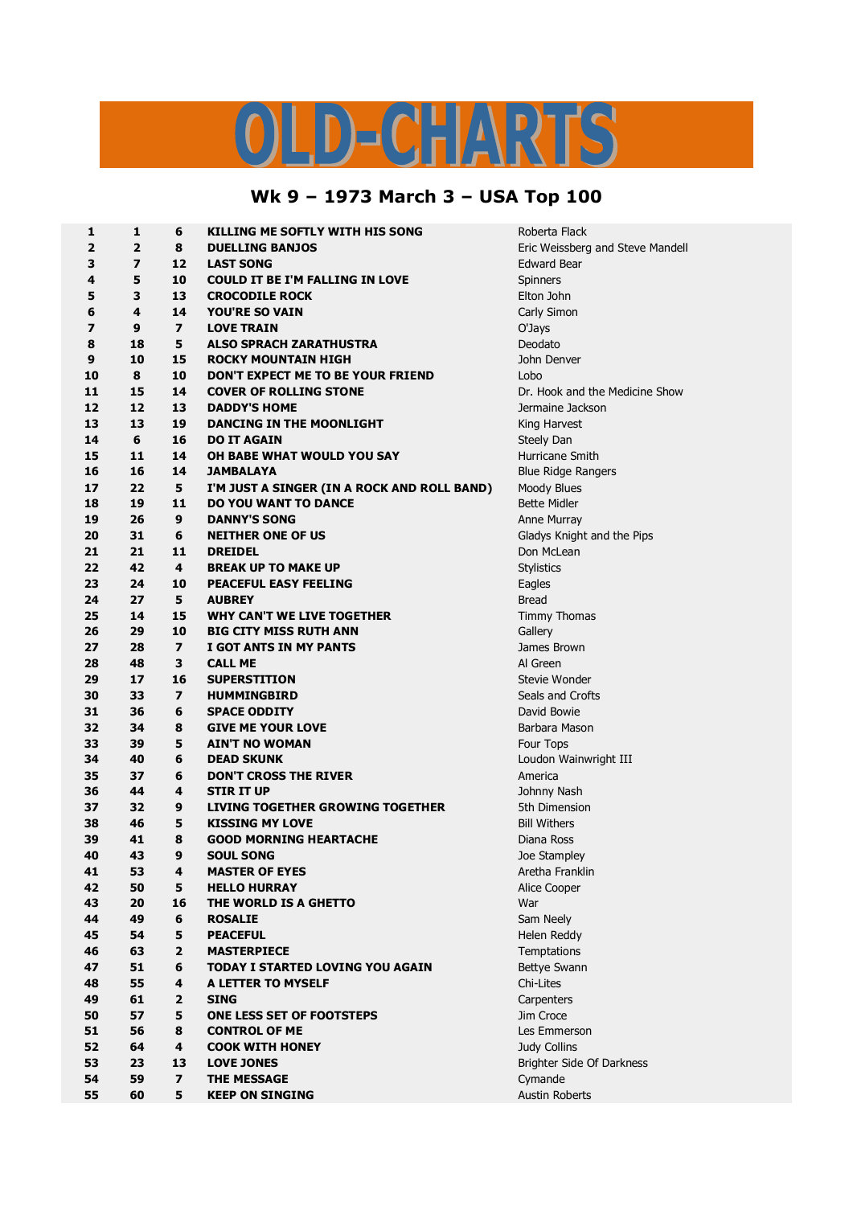# OLD-CHARTS

## Wk 9 – 1973 March 3 – USA Top 100

| | | | | |
|---|---|---|---|---|
| 1 | 1 | 6 | KILLING ME SOFTLY WITH HIS SONG | Roberta Flack |
| 2 | 2 | 8 | DUELLING BANJOS | Eric Weissberg and Steve Mandell |
| 3 | 7 | 12 | LAST SONG | Edward Bear |
| 4 | 5 | 10 | COULD IT BE I'M FALLING IN LOVE | Spinners |
| 5 | 3 | 13 | CROCODILE ROCK | Elton John |
| 6 | 4 | 14 | YOU'RE SO VAIN | Carly Simon |
| 7 | 9 | 7 | LOVE TRAIN | O'Jays |
| 8 | 18 | 5 | ALSO SPRACH ZARATHUSTRA | Deodato |
| 9 | 10 | 15 | ROCKY MOUNTAIN HIGH | John Denver |
| 10 | 8 | 10 | DON'T EXPECT ME TO BE YOUR FRIEND | Lobo |
| 11 | 15 | 14 | COVER OF ROLLING STONE | Dr. Hook and the Medicine Show |
| 12 | 12 | 13 | DADDY'S HOME | Jermaine Jackson |
| 13 | 13 | 19 | DANCING IN THE MOONLIGHT | King Harvest |
| 14 | 6 | 16 | DO IT AGAIN | Steely Dan |
| 15 | 11 | 14 | OH BABE WHAT WOULD YOU SAY | Hurricane Smith |
| 16 | 16 | 14 | JAMBALAYA | Blue Ridge Rangers |
| 17 | 22 | 5 | I'M JUST A SINGER (IN A ROCK AND ROLL BAND) | Moody Blues |
| 18 | 19 | 11 | DO YOU WANT TO DANCE | Bette Midler |
| 19 | 26 | 9 | DANNY'S SONG | Anne Murray |
| 20 | 31 | 6 | NEITHER ONE OF US | Gladys Knight and the Pips |
| 21 | 21 | 11 | DREIDEL | Don McLean |
| 22 | 42 | 4 | BREAK UP TO MAKE UP | Stylistics |
| 23 | 24 | 10 | PEACEFUL EASY FEELING | Eagles |
| 24 | 27 | 5 | AUBREY | Bread |
| 25 | 14 | 15 | WHY CAN'T WE LIVE TOGETHER | Timmy Thomas |
| 26 | 29 | 10 | BIG CITY MISS RUTH ANN | Gallery |
| 27 | 28 | 7 | I GOT ANTS IN MY PANTS | James Brown |
| 28 | 48 | 3 | CALL ME | Al Green |
| 29 | 17 | 16 | SUPERSTITION | Stevie Wonder |
| 30 | 33 | 7 | HUMMINGBIRD | Seals and Crofts |
| 31 | 36 | 6 | SPACE ODDITY | David Bowie |
| 32 | 34 | 8 | GIVE ME YOUR LOVE | Barbara Mason |
| 33 | 39 | 5 | AIN'T NO WOMAN | Four Tops |
| 34 | 40 | 6 | DEAD SKUNK | Loudon Wainwright III |
| 35 | 37 | 6 | DON'T CROSS THE RIVER | America |
| 36 | 44 | 4 | STIR IT UP | Johnny Nash |
| 37 | 32 | 9 | LIVING TOGETHER GROWING TOGETHER | 5th Dimension |
| 38 | 46 | 5 | KISSING MY LOVE | Bill Withers |
| 39 | 41 | 8 | GOOD MORNING HEARTACHE | Diana Ross |
| 40 | 43 | 9 | SOUL SONG | Joe Stampley |
| 41 | 53 | 4 | MASTER OF EYES | Aretha Franklin |
| 42 | 50 | 5 | HELLO HURRAY | Alice Cooper |
| 43 | 20 | 16 | THE WORLD IS A GHETTO | War |
| 44 | 49 | 6 | ROSALIE | Sam Neely |
| 45 | 54 | 5 | PEACEFUL | Helen Reddy |
| 46 | 63 | 2 | MASTERPIECE | Temptations |
| 47 | 51 | 6 | TODAY I STARTED LOVING YOU AGAIN | Bettye Swann |
| 48 | 55 | 4 | A LETTER TO MYSELF | Chi-Lites |
| 49 | 61 | 2 | SING | Carpenters |
| 50 | 57 | 5 | ONE LESS SET OF FOOTSTEPS | Jim Croce |
| 51 | 56 | 8 | CONTROL OF ME | Les Emmerson |
| 52 | 64 | 4 | COOK WITH HONEY | Judy Collins |
| 53 | 23 | 13 | LOVE JONES | Brighter Side Of Darkness |
| 54 | 59 | 7 | THE MESSAGE | Cymande |
| 55 | 60 | 5 | KEEP ON SINGING | Austin Roberts |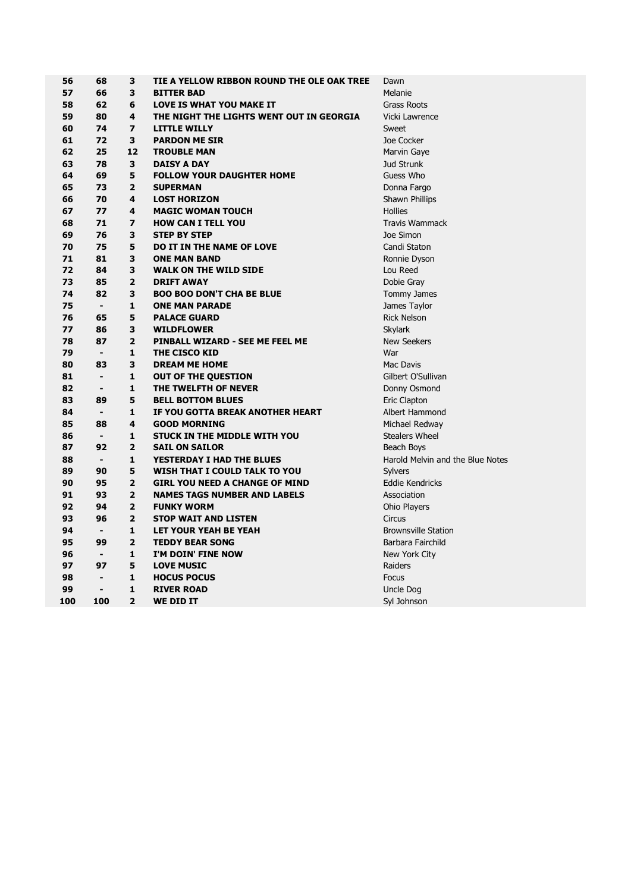| | | | | |
|---|---|---|---|---|
| **56** | **68** | **3** | **TIE A YELLOW RIBBON ROUND THE OLE OAK TREE** | Dawn |
| **57** | **66** | **3** | **BITTER BAD** | Melanie |
| **58** | **62** | **6** | **LOVE IS WHAT YOU MAKE IT** | Grass Roots |
| **59** | **80** | **4** | **THE NIGHT THE LIGHTS WENT OUT IN GEORGIA** | Vicki Lawrence |
| **60** | **74** | **7** | **LITTLE WILLY** | Sweet |
| **61** | **72** | **3** | **PARDON ME SIR** | Joe Cocker |
| **62** | **25** | **12** | **TROUBLE MAN** | Marvin Gaye |
| **63** | **78** | **3** | **DAISY A DAY** | Jud Strunk |
| **64** | **69** | **5** | **FOLLOW YOUR DAUGHTER HOME** | Guess Who |
| **65** | **73** | **2** | **SUPERMAN** | Donna Fargo |
| **66** | **70** | **4** | **LOST HORIZON** | Shawn Phillips |
| **67** | **77** | **4** | **MAGIC WOMAN TOUCH** | Hollies |
| **68** | **71** | **7** | **HOW CAN I TELL YOU** | Travis Wammack |
| **69** | **76** | **3** | **STEP BY STEP** | Joe Simon |
| **70** | **75** | **5** | **DO IT IN THE NAME OF LOVE** | Candi Staton |
| **71** | **81** | **3** | **ONE MAN BAND** | Ronnie Dyson |
| **72** | **84** | **3** | **WALK ON THE WILD SIDE** | Lou Reed |
| **73** | **85** | **2** | **DRIFT AWAY** | Dobie Gray |
| **74** | **82** | **3** | **BOO BOO DON'T CHA BE BLUE** | Tommy James |
| **75** | **-** | **1** | **ONE MAN PARADE** | James Taylor |
| **76** | **65** | **5** | **PALACE GUARD** | Rick Nelson |
| **77** | **86** | **3** | **WILDFLOWER** | Skylark |
| **78** | **87** | **2** | **PINBALL WIZARD - SEE ME FEEL ME** | New Seekers |
| **79** | **-** | **1** | **THE CISCO KID** | War |
| **80** | **83** | **3** | **DREAM ME HOME** | Mac Davis |
| **81** | **-** | **1** | **OUT OF THE QUESTION** | Gilbert O'Sullivan |
| **82** | **-** | **1** | **THE TWELFTH OF NEVER** | Donny Osmond |
| **83** | **89** | **5** | **BELL BOTTOM BLUES** | Eric Clapton |
| **84** | **-** | **1** | **IF YOU GOTTA BREAK ANOTHER HEART** | Albert Hammond |
| **85** | **88** | **4** | **GOOD MORNING** | Michael Redway |
| **86** | **-** | **1** | **STUCK IN THE MIDDLE WITH YOU** | Stealers Wheel |
| **87** | **92** | **2** | **SAIL ON SAILOR** | Beach Boys |
| **88** | **-** | **1** | **YESTERDAY I HAD THE BLUES** | Harold Melvin and the Blue Notes |
| **89** | **90** | **5** | **WISH THAT I COULD TALK TO YOU** | Sylvers |
| **90** | **95** | **2** | **GIRL YOU NEED A CHANGE OF MIND** | Eddie Kendricks |
| **91** | **93** | **2** | **NAMES TAGS NUMBER AND LABELS** | Association |
| **92** | **94** | **2** | **FUNKY WORM** | Ohio Players |
| **93** | **96** | **2** | **STOP WAIT AND LISTEN** | Circus |
| **94** | **-** | **1** | **LET YOUR YEAH BE YEAH** | Brownsville Station |
| **95** | **99** | **2** | **TEDDY BEAR SONG** | Barbara Fairchild |
| **96** | **-** | **1** | **I'M DOIN' FINE NOW** | New York City |
| **97** | **97** | **5** | **LOVE MUSIC** | Raiders |
| **98** | **-** | **1** | **HOCUS POCUS** | Focus |
| **99** | **-** | **1** | **RIVER ROAD** | Uncle Dog |
| **100** | **100** | **2** | **WE DID IT** | Syl Johnson |